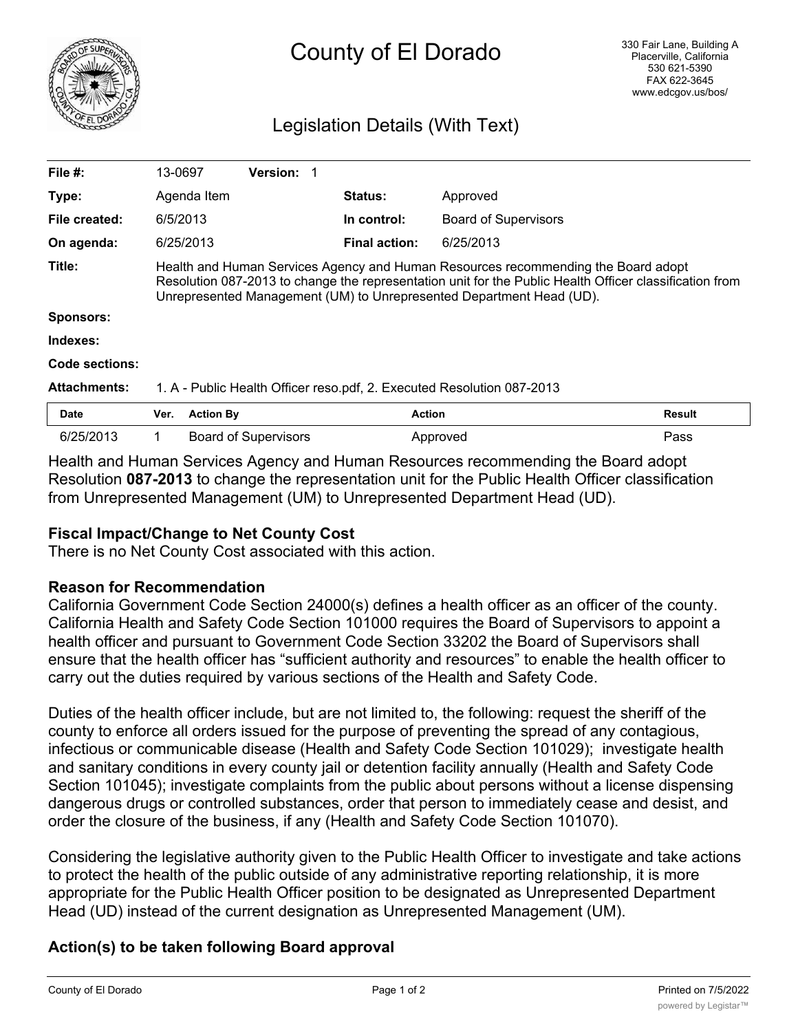# County of El Dorado

330 Fair Lane, Building A
Placerville, California
530 621-5390
FAX 622-3645
www.edcgov.us/bos/

## Legislation Details (With Text)

| | | | |
|---|---|---|---|
| **File #:** | 13-0697 **Version:** 1 | | |
| **Type:** | Agenda Item | **Status:** | Approved |
| **File created:** | 6/5/2013 | **In control:** | Board of Supervisors |
| **On agenda:** | 6/25/2013 | **Final action:** | 6/25/2013 |

**Title:** Health and Human Services Agency and Human Resources recommending the Board adopt Resolution 087-2013 to change the representation unit for the Public Health Officer classification from Unrepresented Management (UM) to Unrepresented Department Head (UD).

**Sponsors:**

**Indexes:**

**Code sections:**

**Attachments:** 1. A - Public Health Officer reso.pdf, 2. Executed Resolution 087-2013

| Date | Ver. | Action By | Action | Result |
|---|---|---|---|---|
| 6/25/2013 | 1 | Board of Supervisors | Approved | Pass |

Health and Human Services Agency and Human Resources recommending the Board adopt Resolution **087-2013** to change the representation unit for the Public Health Officer classification from Unrepresented Management (UM) to Unrepresented Department Head (UD).

### Fiscal Impact/Change to Net County Cost

There is no Net County Cost associated with this action.

### Reason for Recommendation

California Government Code Section 24000(s) defines a health officer as an officer of the county. California Health and Safety Code Section 101000 requires the Board of Supervisors to appoint a health officer and pursuant to Government Code Section 33202 the Board of Supervisors shall ensure that the health officer has "sufficient authority and resources" to enable the health officer to carry out the duties required by various sections of the Health and Safety Code.

Duties of the health officer include, but are not limited to, the following: request the sheriff of the county to enforce all orders issued for the purpose of preventing the spread of any contagious, infectious or communicable disease (Health and Safety Code Section 101029); investigate health and sanitary conditions in every county jail or detention facility annually (Health and Safety Code Section 101045); investigate complaints from the public about persons without a license dispensing dangerous drugs or controlled substances, order that person to immediately cease and desist, and order the closure of the business, if any (Health and Safety Code Section 101070).

Considering the legislative authority given to the Public Health Officer to investigate and take actions to protect the health of the public outside of any administrative reporting relationship, it is more appropriate for the Public Health Officer position to be designated as Unrepresented Department Head (UD) instead of the current designation as Unrepresented Management (UM).

### Action(s) to be taken following Board approval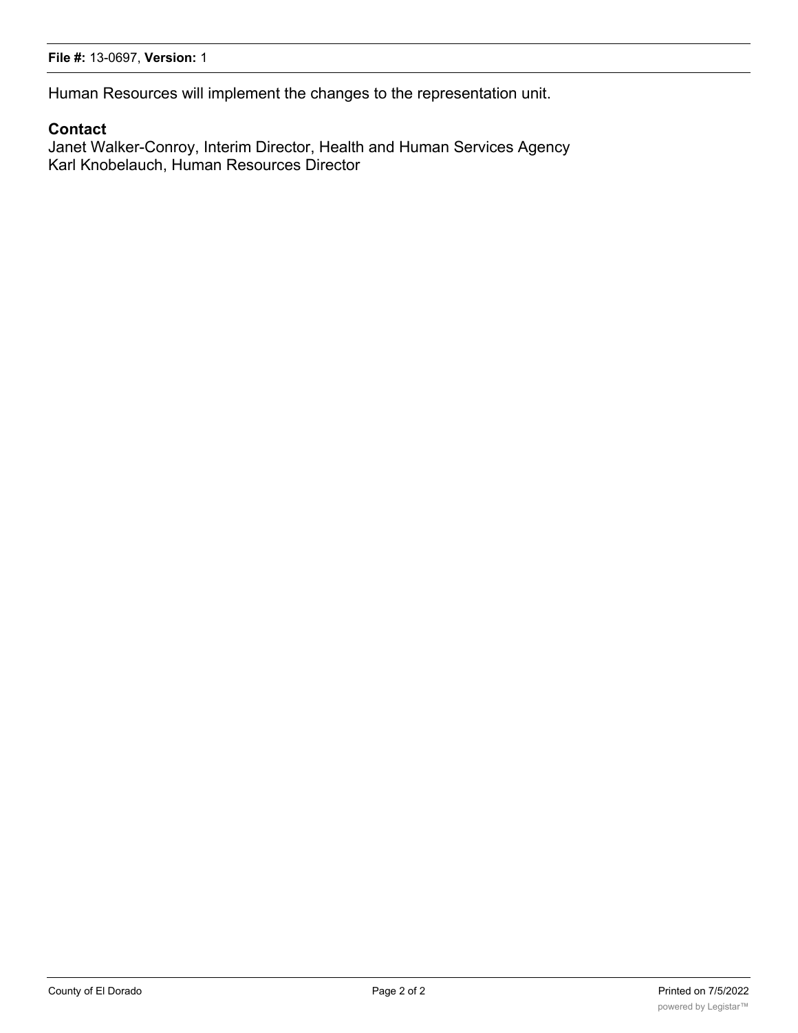Human Resources will implement the changes to the representation unit.

**Contact**

Janet Walker-Conroy, Interim Director, Health and Human Services Agency
Karl Knobelauch, Human Resources Director